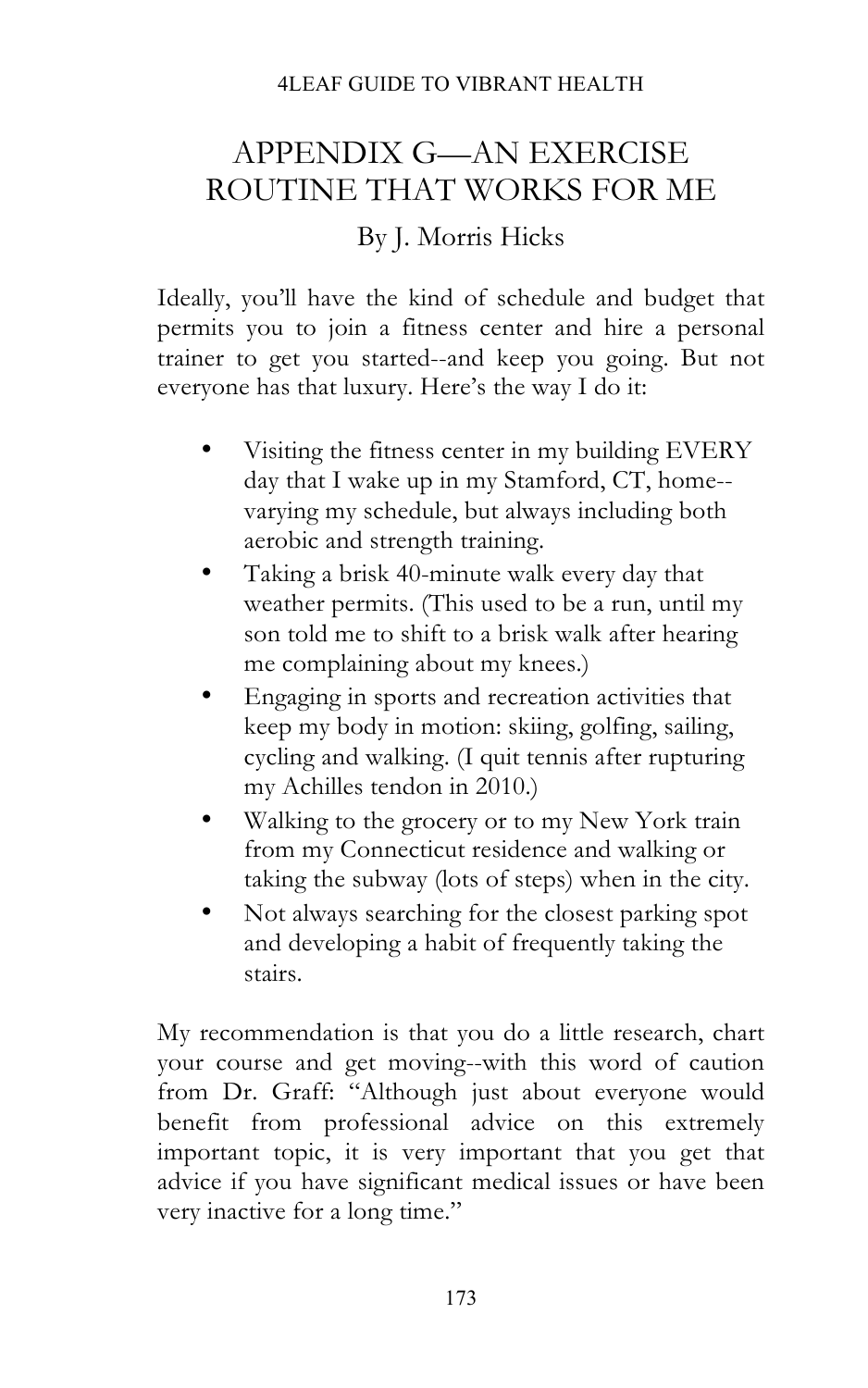# APPENDIX G—AN EXERCISE ROUTINE THAT WORKS FOR ME

By J. Morris Hicks

Ideally, you'll have the kind of schedule and budget that permits you to join a fitness center and hire a personal trainer to get you started--and keep you going. But not everyone has that luxury. Here's the way I do it:

- Visiting the fitness center in my building EVERY day that I wake up in my Stamford, CT, home--varying my schedule, but always including both aerobic and strength training.
- Taking a brisk 40-minute walk every day that weather permits. (This used to be a run, until my son told me to shift to a brisk walk after hearing me complaining about my knees.)
- Engaging in sports and recreation activities that keep my body in motion: skiing, golfing, sailing, cycling and walking. (I quit tennis after rupturing my Achilles tendon in 2010.)
- Walking to the grocery or to my New York train from my Connecticut residence and walking or taking the subway (lots of steps) when in the city.
- Not always searching for the closest parking spot and developing a habit of frequently taking the stairs.

My recommendation is that you do a little research, chart your course and get moving--with this word of caution from Dr. Graff: "Although just about everyone would benefit from professional advice on this extremely important topic, it is very important that you get that advice if you have significant medical issues or have been very inactive for a long time."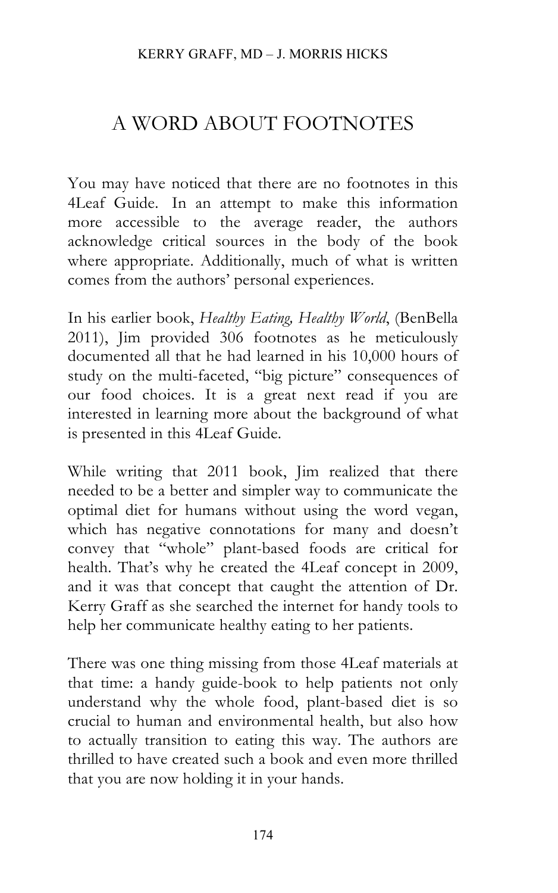# A WORD ABOUT FOOTNOTES

You may have noticed that there are no footnotes in this 4Leaf Guide. In an attempt to make this information more accessible to the average reader, the authors acknowledge critical sources in the body of the book where appropriate. Additionally, much of what is written comes from the authors' personal experiences.

In his earlier book, *Healthy Eating, Healthy World*, (BenBella 2011), Jim provided 306 footnotes as he meticulously documented all that he had learned in his 10,000 hours of study on the multi-faceted, "big picture" consequences of our food choices. It is a great next read if you are interested in learning more about the background of what is presented in this 4Leaf Guide.

While writing that 2011 book, Jim realized that there needed to be a better and simpler way to communicate the optimal diet for humans without using the word vegan, which has negative connotations for many and doesn't convey that "whole" plant-based foods are critical for health. That's why he created the 4Leaf concept in 2009, and it was that concept that caught the attention of Dr. Kerry Graff as she searched the internet for handy tools to help her communicate healthy eating to her patients.

There was one thing missing from those 4Leaf materials at that time: a handy guide-book to help patients not only understand why the whole food, plant-based diet is so crucial to human and environmental health, but also how to actually transition to eating this way. The authors are thrilled to have created such a book and even more thrilled that you are now holding it in your hands.